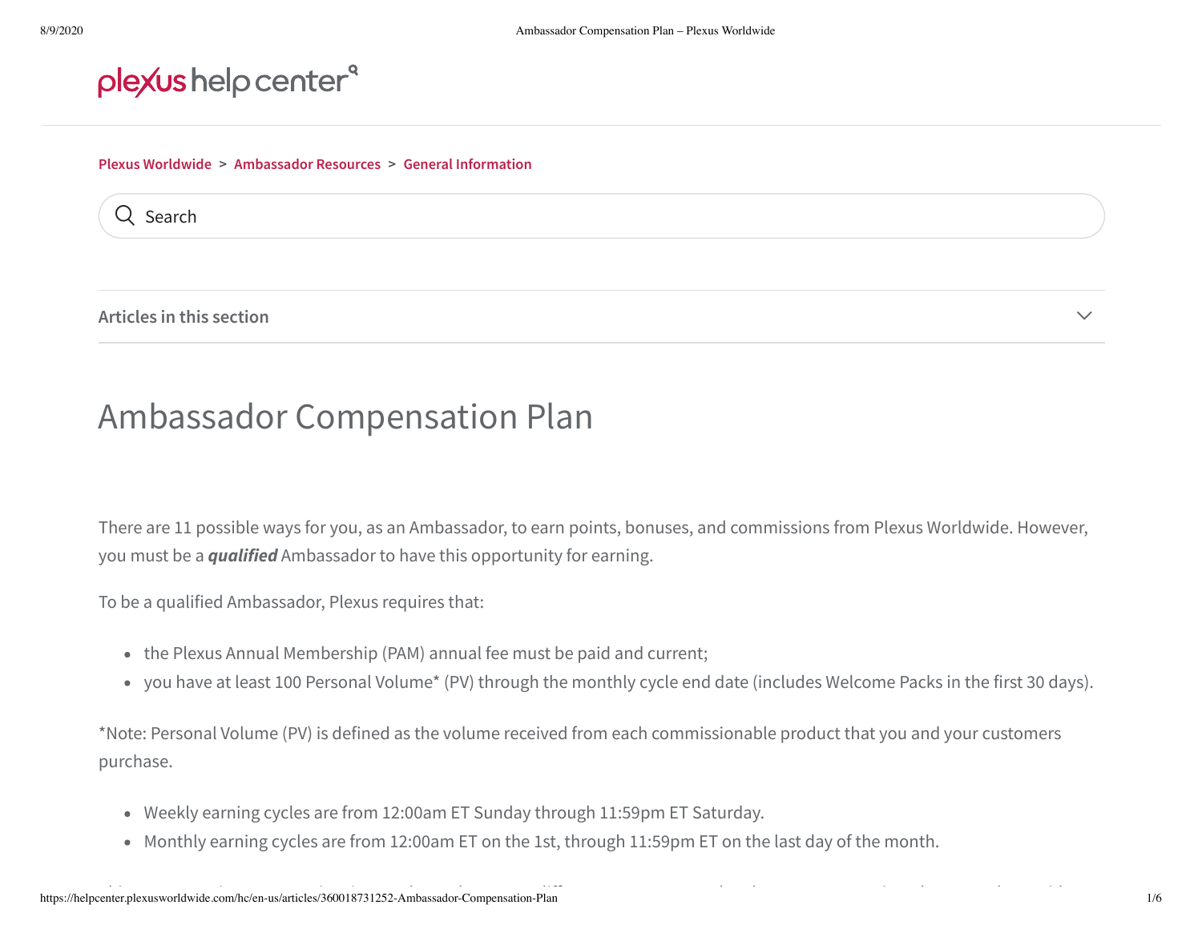plexus help center

Plexus Worldwide > Ambassador Resources > General Information

Search

Articles in this section

# Ambassador Compensation Plan

There are 11 possible ways for you, as an Ambassador, to earn points, bonuses, and commissions from Plexus Worldwide. However, you must be a ***qualified*** Ambassador to have this opportunity for earning.

To be a qualified Ambassador, Plexus requires that:

- the Plexus Annual Membership (PAM) annual fee must be paid and current;
- you have at least 100 Personal Volume* (PV) through the monthly cycle end date (includes Welcome Packs in the first 30 days).

*Note: Personal Volume (PV) is defined as the volume received from each commissionable product that you and your customers purchase.

- Weekly earning cycles are from 12:00am ET Sunday through 11:59pm ET Saturday.
- Monthly earning cycles are from 12:00am ET on the 1st, through 11:59pm ET on the last day of the month.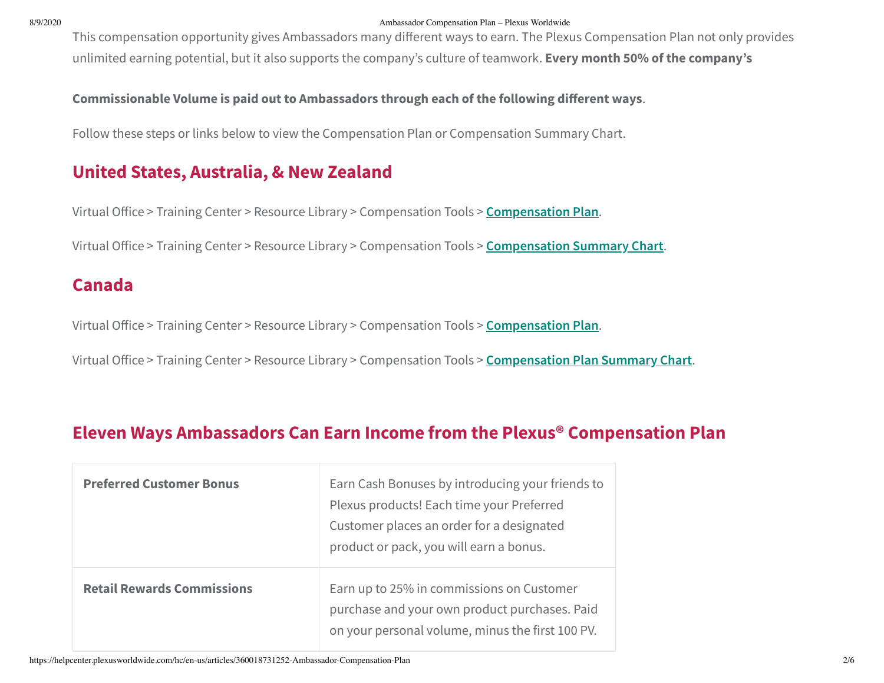This compensation opportunity gives Ambassadors many different ways to earn. The Plexus Compensation Plan not only provides unlimited earning potential, but it also supports the company's culture of teamwork. **Every month 50% of the company's Commissionable Volume is paid out to Ambassadors through each of the following different ways**.

Follow these steps or links below to view the Compensation Plan or Compensation Summary Chart.

## United States, Australia, & New Zealand

Virtual Office > Training Center > Resource Library > Compensation Tools > **Compensation Plan**.

Virtual Office > Training Center > Resource Library > Compensation Tools > **Compensation Summary Chart**.

## Canada

Virtual Office > Training Center > Resource Library > Compensation Tools > **Compensation Plan**.

Virtual Office > Training Center > Resource Library > Compensation Tools > **Compensation Plan Summary Chart**.

## Eleven Ways Ambassadors Can Earn Income from the Plexus® Compensation Plan

| | |
|---|---|
| **Preferred Customer Bonus** | Earn Cash Bonuses by introducing your friends to Plexus products! Each time your Preferred Customer places an order for a designated product or pack, you will earn a bonus. |
| **Retail Rewards Commissions** | Earn up to 25% in commissions on Customer purchase and your own product purchases. Paid on your personal volume, minus the first 100 PV. |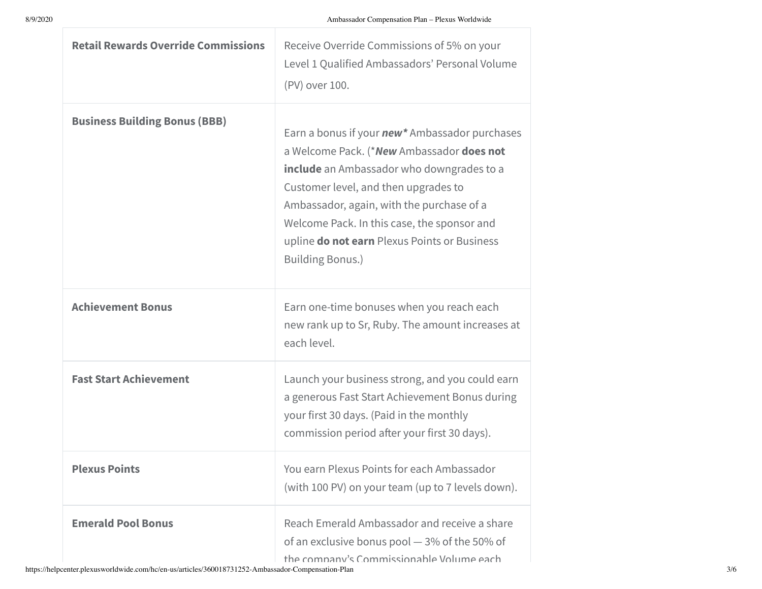| | |
|---|---|
| **Retail Rewards Override Commissions** | Receive Override Commissions of 5% on your Level 1 Qualified Ambassadors' Personal Volume (PV) over 100. |
| **Business Building Bonus (BBB)** | Earn a bonus if your ***new**** Ambassador purchases a Welcome Pack. (****New*** Ambassador **does not include** an Ambassador who downgrades to a Customer level, and then upgrades to Ambassador, again, with the purchase of a Welcome Pack. In this case, the sponsor and upline **do not earn** Plexus Points or Business Building Bonus.) |
| **Achievement Bonus** | Earn one-time bonuses when you reach each new rank up to Sr, Ruby. The amount increases at each level. |
| **Fast Start Achievement** | Launch your business strong, and you could earn a generous Fast Start Achievement Bonus during your first 30 days. (Paid in the monthly commission period after your first 30 days). |
| **Plexus Points** | You earn Plexus Points for each Ambassador (with 100 PV) on your team (up to 7 levels down). |
| **Emerald Pool Bonus** | Reach Emerald Ambassador and receive a share of an exclusive bonus pool — 3% of the 50% of the company's Commissionable Volume each |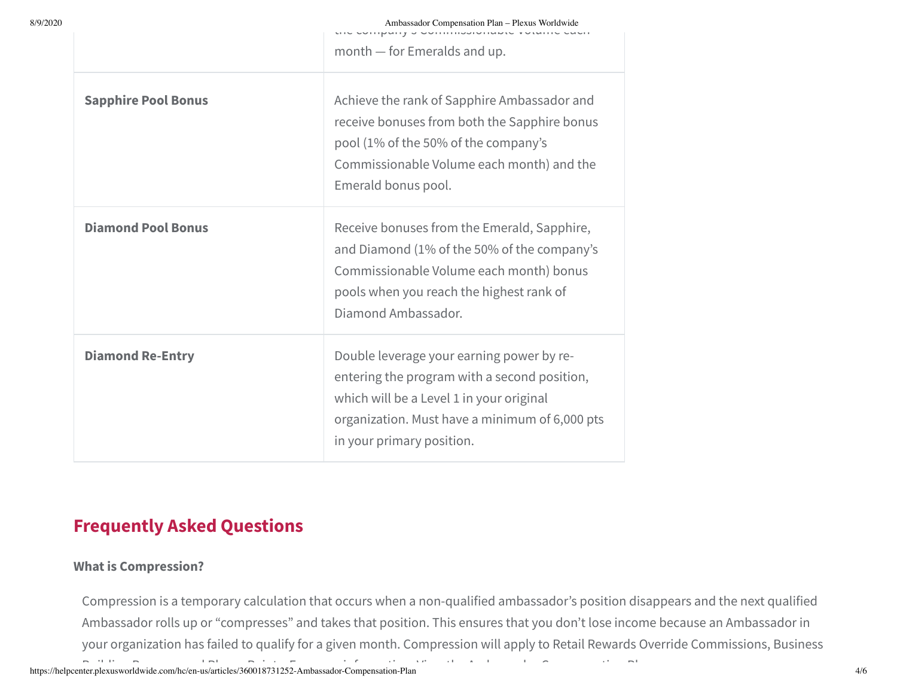| | |
|---|---|
| | the company's Commissionable Volume each month — for Emeralds and up. |
| **Sapphire Pool Bonus** | Achieve the rank of Sapphire Ambassador and receive bonuses from both the Sapphire bonus pool (1% of the 50% of the company's Commissionable Volume each month) and the Emerald bonus pool. |
| **Diamond Pool Bonus** | Receive bonuses from the Emerald, Sapphire, and Diamond (1% of the 50% of the company's Commissionable Volume each month) bonus pools when you reach the highest rank of Diamond Ambassador. |
| **Diamond Re-Entry** | Double leverage your earning power by re-entering the program with a second position, which will be a Level 1 in your original organization. Must have a minimum of 6,000 pts in your primary position. |

## Frequently Asked Questions

### What is Compression?

Compression is a temporary calculation that occurs when a non-qualified ambassador's position disappears and the next qualified Ambassador rolls up or "compresses" and takes that position. This ensures that you don't lose income because an Ambassador in your organization has failed to qualify for a given month. Compression will apply to Retail Rewards Override Commissions, Business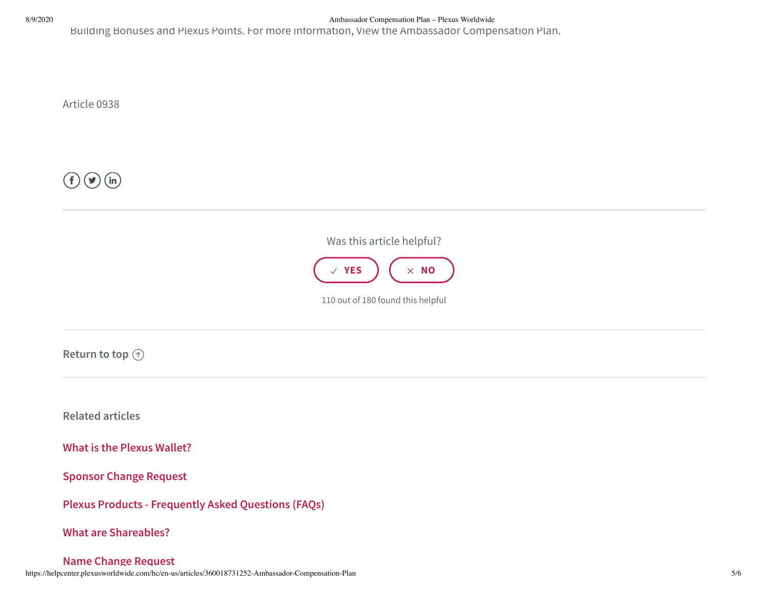Building Bonuses and Plexus Points. For more information, View the Ambassador Compensation Plan.

Article 0938

Was this article helpful?

✓ YES

× NO

110 out of 180 found this helpful

Return to top

## Related articles

What is the Plexus Wallet?

Sponsor Change Request

Plexus Products - Frequently Asked Questions (FAQs)

What are Shareables?

Name Change Request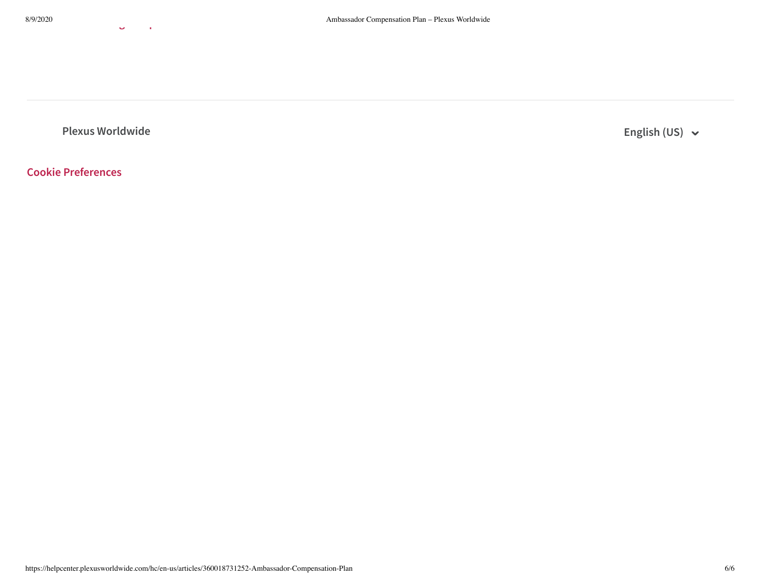Plexus Worldwide

English (US)

Cookie Preferences